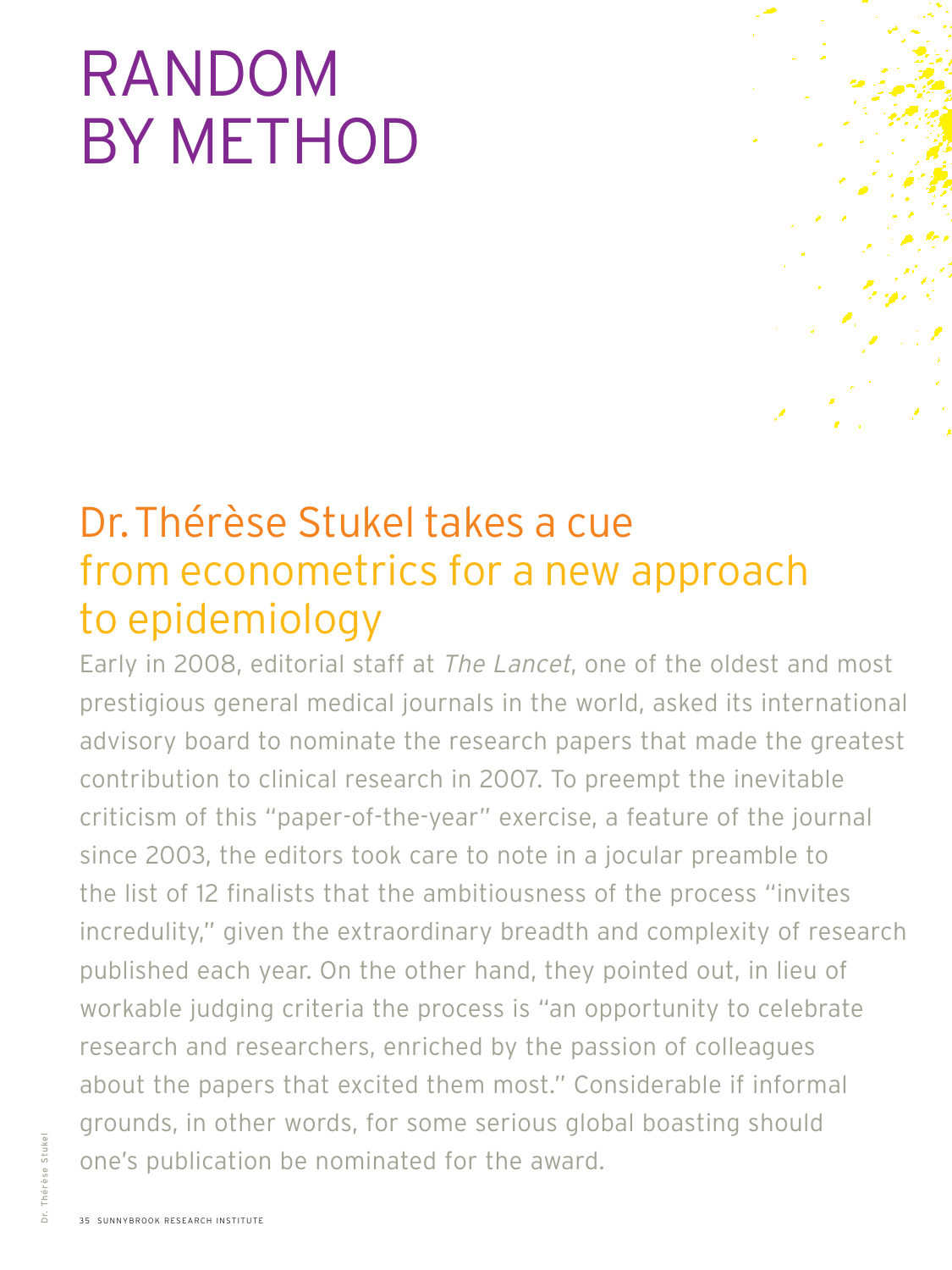# RANDOM BY METHOD

## Dr. Thérèse Stukel takes a cue from econometrics for a new approach to epidemiology

Early in 2008, editorial staff at *The Lancet*, one of the oldest and most prestigious general medical journals in the world, asked its international advisory board to nominate the research papers that made the greatest contribution to clinical research in 2007. To preempt the inevitable criticism of this "paper-of-the-year" exercise, a feature of the journal since 2003, the editors took care to note in a jocular preamble to the list of 12 finalists that the ambitiousness of the process "invites incredulity," given the extraordinary breadth and complexity of research published each year. On the other hand, they pointed out, in lieu of workable judging criteria the process is "an opportunity to celebrate research and researchers, enriched by the passion of colleagues about the papers that excited them most." Considerable if informal grounds, in other words, for some serious global boasting should one's publication be nominated for the award.

Dr. Thérèse Stukel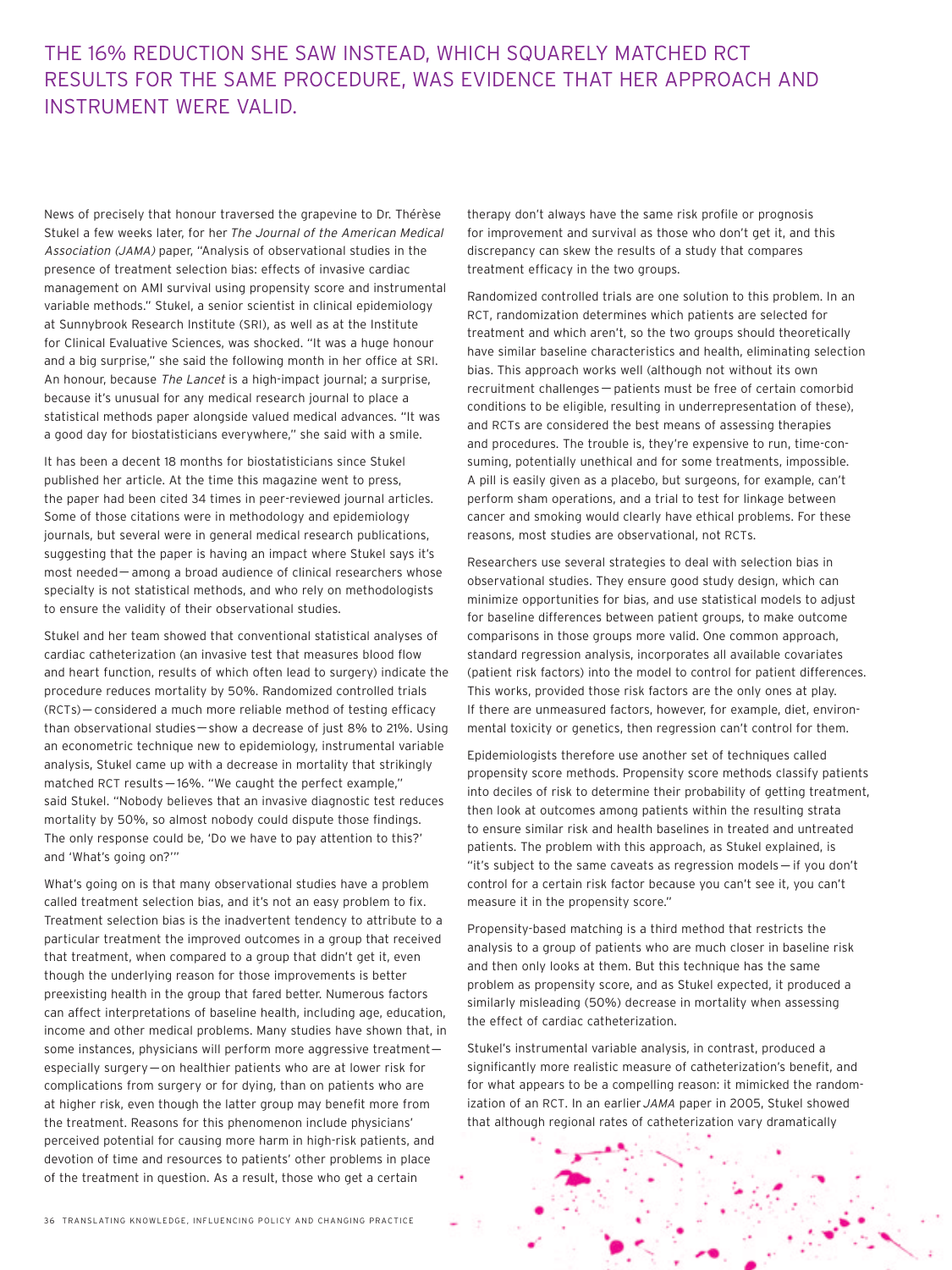## THE 16% REDUCTION SHE SAW INSTEAD, WHICH SQUARELY MATCHED RCT RESULTS FOR THE SAME PROCEDURE, WAS EVIDENCE THAT HER APPROACH AND INSTRUMENT WERE VALID.

News of precisely that honour traversed the grapevine to Dr. Thérèse Stukel a few weeks later, for her *The Journal of the American Medical Association (JAMA)* paper, "Analysis of observational studies in the presence of treatment selection bias: effects of invasive cardiac management on AMI survival using propensity score and instrumental variable methods." Stukel, a senior scientist in clinical epidemiology at Sunnybrook Research Institute (SRI), as well as at the Institute for Clinical Evaluative Sciences, was shocked. "It was a huge honour and a big surprise," she said the following month in her office at SRI. An honour, because *The Lancet* is a high-impact journal; a surprise, because it's unusual for any medical research journal to place a statistical methods paper alongside valued medical advances. "It was a good day for biostatisticians everywhere," she said with a smile.

It has been a decent 18 months for biostatisticians since Stukel published her article. At the time this magazine went to press, the paper had been cited 34 times in peer-reviewed journal articles. Some of those citations were in methodology and epidemiology journals, but several were in general medical research publications, suggesting that the paper is having an impact where Stukel says it's most needed—among a broad audience of clinical researchers whose specialty is not statistical methods, and who rely on methodologists to ensure the validity of their observational studies.

Stukel and her team showed that conventional statistical analyses of cardiac catheterization (an invasive test that measures blood flow and heart function, results of which often lead to surgery) indicate the procedure reduces mortality by 50%. Randomized controlled trials (RCTs)—considered a much more reliable method of testing efficacy than observational studies—show a decrease of just 8% to 21%. Using an econometric technique new to epidemiology, instrumental variable analysis, Stukel came up with a decrease in mortality that strikingly matched RCT results—16%. "We caught the perfect example," said Stukel. "Nobody believes that an invasive diagnostic test reduces mortality by 50%, so almost nobody could dispute those findings. The only response could be, 'Do we have to pay attention to this?' and 'What's going on?'"

What's going on is that many observational studies have a problem called treatment selection bias, and it's not an easy problem to fix. Treatment selection bias is the inadvertent tendency to attribute to a particular treatment the improved outcomes in a group that received that treatment, when compared to a group that didn't get it, even though the underlying reason for those improvements is better preexisting health in the group that fared better. Numerous factors can affect interpretations of baseline health, including age, education, income and other medical problems. Many studies have shown that, in some instances, physicians will perform more aggressive treatment—especially surgery—on healthier patients who are at lower risk for complications from surgery or for dying, than on patients who are at higher risk, even though the latter group may benefit more from the treatment. Reasons for this phenomenon include physicians' perceived potential for causing more harm in high-risk patients, and devotion of time and resources to patients' other problems in place of the treatment in question. As a result, those who get a certain therapy don't always have the same risk profile or prognosis for improvement and survival as those who don't get it, and this discrepancy can skew the results of a study that compares treatment efficacy in the two groups.

Randomized controlled trials are one solution to this problem. In an RCT, randomization determines which patients are selected for treatment and which aren't, so the two groups should theoretically have similar baseline characteristics and health, eliminating selection bias. This approach works well (although not without its own recruitment challenges—patients must be free of certain comorbid conditions to be eligible, resulting in underrepresentation of these), and RCTs are considered the best means of assessing therapies and procedures. The trouble is, they're expensive to run, time-consuming, potentially unethical and for some treatments, impossible. A pill is easily given as a placebo, but surgeons, for example, can't perform sham operations, and a trial to test for linkage between cancer and smoking would clearly have ethical problems. For these reasons, most studies are observational, not RCTs.

Researchers use several strategies to deal with selection bias in observational studies. They ensure good study design, which can minimize opportunities for bias, and use statistical models to adjust for baseline differences between patient groups, to make outcome comparisons in those groups more valid. One common approach, standard regression analysis, incorporates all available covariates (patient risk factors) into the model to control for patient differences. This works, provided those risk factors are the only ones at play. If there are unmeasured factors, however, for example, diet, environmental toxicity or genetics, then regression can't control for them.

Epidemiologists therefore use another set of techniques called propensity score methods. Propensity score methods classify patients into deciles of risk to determine their probability of getting treatment, then look at outcomes among patients within the resulting strata to ensure similar risk and health baselines in treated and untreated patients. The problem with this approach, as Stukel explained, is "it's subject to the same caveats as regression models—if you don't control for a certain risk factor because you can't see it, you can't measure it in the propensity score."

Propensity-based matching is a third method that restricts the analysis to a group of patients who are much closer in baseline risk and then only looks at them. But this technique has the same problem as propensity score, and as Stukel expected, it produced a similarly misleading (50%) decrease in mortality when assessing the effect of cardiac catheterization.

Stukel's instrumental variable analysis, in contrast, produced a significantly more realistic measure of catheterization's benefit, and for what appears to be a compelling reason: it mimicked the randomization of an RCT. In an earlier *JAMA* paper in 2005, Stukel showed that although regional rates of catheterization vary dramatically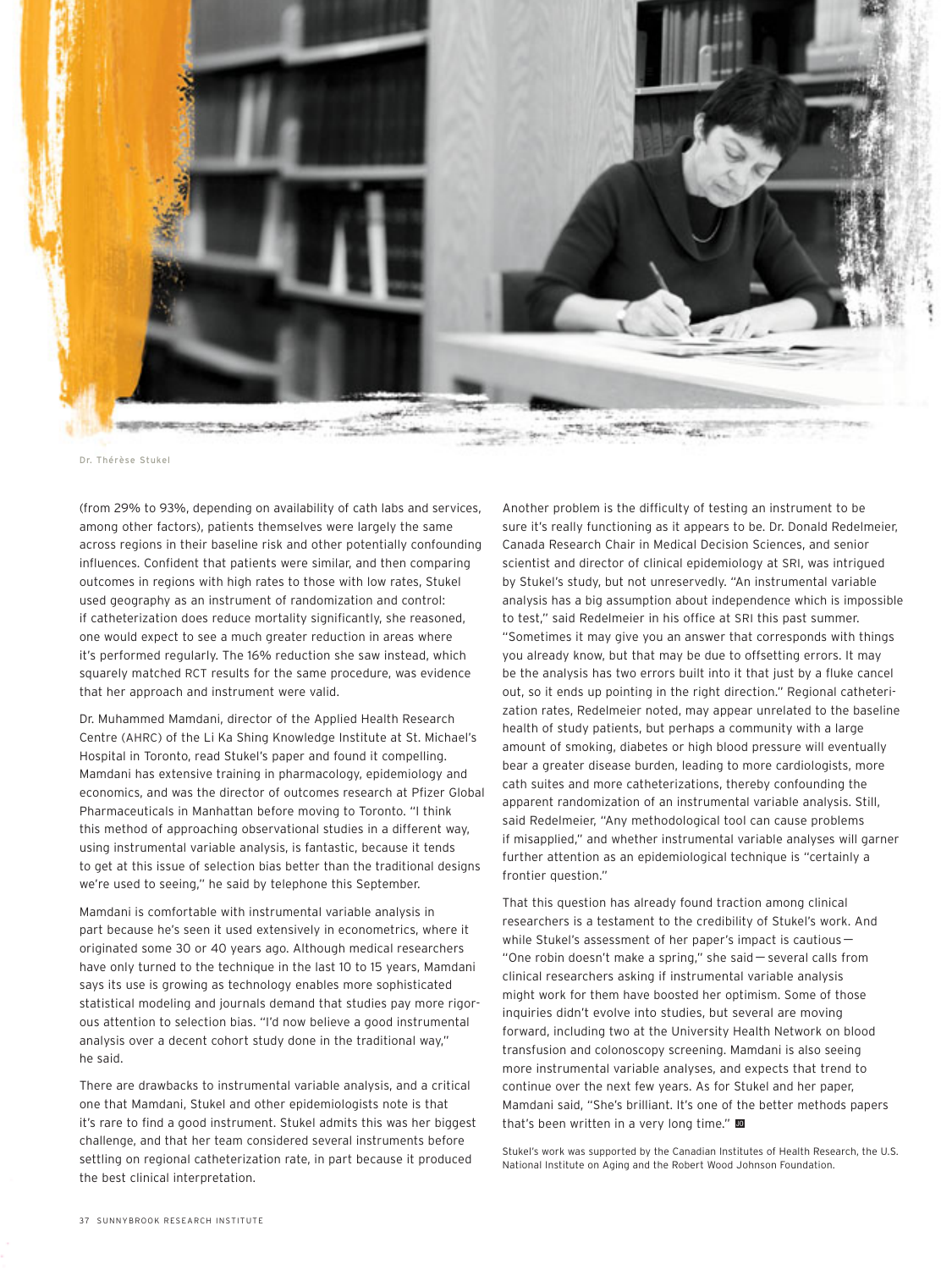Dr. Thérèse Stukel

(from 29% to 93%, depending on availability of cath labs and services, among other factors), patients themselves were largely the same across regions in their baseline risk and other potentially confounding influences. Confident that patients were similar, and then comparing outcomes in regions with high rates to those with low rates, Stukel used geography as an instrument of randomization and control: if catheterization does reduce mortality significantly, she reasoned, one would expect to see a much greater reduction in areas where it's performed regularly. The 16% reduction she saw instead, which squarely matched RCT results for the same procedure, was evidence that her approach and instrument were valid.

Dr. Muhammed Mamdani, director of the Applied Health Research Centre (AHRC) of the Li Ka Shing Knowledge Institute at St. Michael's Hospital in Toronto, read Stukel's paper and found it compelling. Mamdani has extensive training in pharmacology, epidemiology and economics, and was the director of outcomes research at Pfizer Global Pharmaceuticals in Manhattan before moving to Toronto. "I think this method of approaching observational studies in a different way, using instrumental variable analysis, is fantastic, because it tends to get at this issue of selection bias better than the traditional designs we're used to seeing," he said by telephone this September.

Mamdani is comfortable with instrumental variable analysis in part because he's seen it used extensively in econometrics, where it originated some 30 or 40 years ago. Although medical researchers have only turned to the technique in the last 10 to 15 years, Mamdani says its use is growing as technology enables more sophisticated statistical modeling and journals demand that studies pay more rigorous attention to selection bias. "I'd now believe a good instrumental analysis over a decent cohort study done in the traditional way," he said.

There are drawbacks to instrumental variable analysis, and a critical one that Mamdani, Stukel and other epidemiologists note is that it's rare to find a good instrument. Stukel admits this was her biggest challenge, and that her team considered several instruments before settling on regional catheterization rate, in part because it produced the best clinical interpretation.

Another problem is the difficulty of testing an instrument to be sure it's really functioning as it appears to be. Dr. Donald Redelmeier, Canada Research Chair in Medical Decision Sciences, and senior scientist and director of clinical epidemiology at SRI, was intrigued by Stukel's study, but not unreservedly. "An instrumental variable analysis has a big assumption about independence which is impossible to test," said Redelmeier in his office at SRI this past summer. "Sometimes it may give you an answer that corresponds with things you already know, but that may be due to offsetting errors. It may be the analysis has two errors built into it that just by a fluke cancel out, so it ends up pointing in the right direction." Regional catheterization rates, Redelmeier noted, may appear unrelated to the baseline health of study patients, but perhaps a community with a large amount of smoking, diabetes or high blood pressure will eventually bear a greater disease burden, leading to more cardiologists, more cath suites and more catheterizations, thereby confounding the apparent randomization of an instrumental variable analysis. Still, said Redelmeier, "Any methodological tool can cause problems if misapplied," and whether instrumental variable analyses will garner further attention as an epidemiological technique is "certainly a frontier question."

That this question has already found traction among clinical researchers is a testament to the credibility of Stukel's work. And while Stukel's assessment of her paper's impact is cautious—"One robin doesn't make a spring," she said—several calls from clinical researchers asking if instrumental variable analysis might work for them have boosted her optimism. Some of those inquiries didn't evolve into studies, but several are moving forward, including two at the University Health Network on blood transfusion and colonoscopy screening. Mamdani is also seeing more instrumental variable analyses, and expects that trend to continue over the next few years. As for Stukel and her paper, Mamdani said, "She's brilliant. It's one of the better methods papers that's been written in a very long time."

Stukel's work was supported by the Canadian Institutes of Health Research, the U.S. National Institute on Aging and the Robert Wood Johnson Foundation.